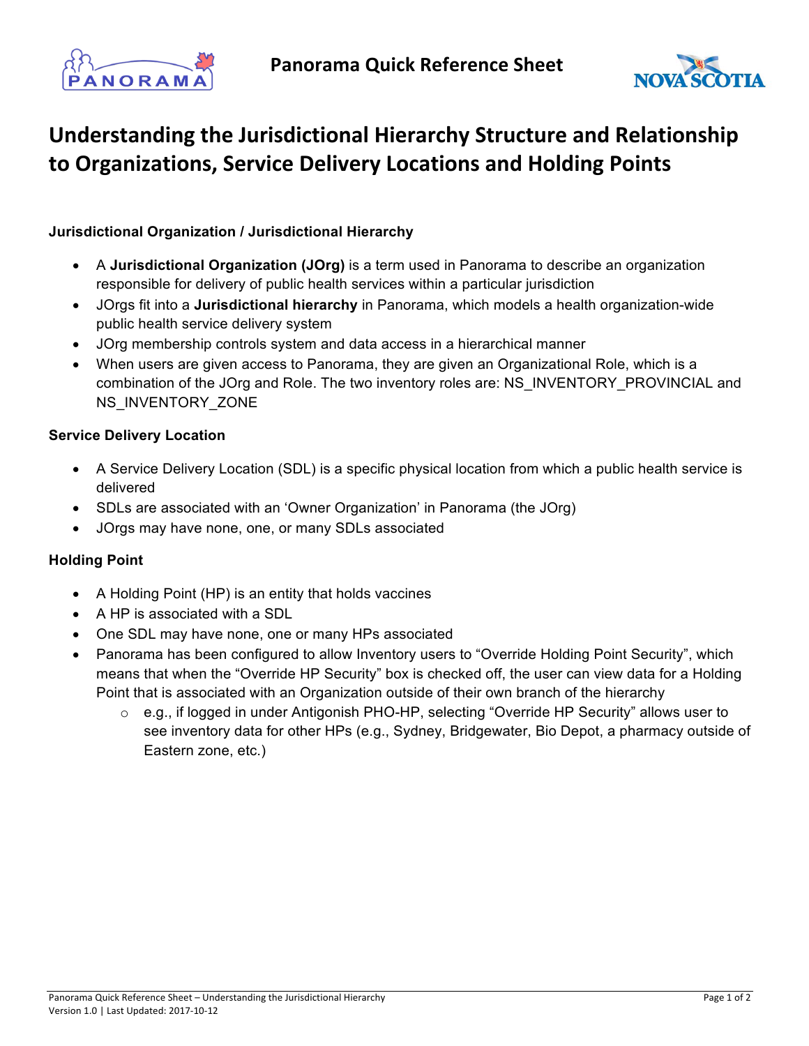# Understanding the Jurisdictional Hierarchy Structure and Relationship to Organizations, Service Delivery Locations and Holding Points

### Jurisdictional Organization / Jurisdictional Hierarchy

- A **Jurisdictional Organization (JOrg)** is a term used in Panorama to describe an organization responsible for delivery of public health services within a particular jurisdiction
- JOrgs fit into a **Jurisdictional hierarchy** in Panorama, which models a health organization-wide public health service delivery system
- JOrg membership controls system and data access in a hierarchical manner
- When users are given access to Panorama, they are given an Organizational Role, which is a combination of the JOrg and Role. The two inventory roles are: NS_INVENTORY_PROVINCIAL and NS_INVENTORY_ZONE

### Service Delivery Location

- A Service Delivery Location (SDL) is a specific physical location from which a public health service is delivered
- SDLs are associated with an 'Owner Organization' in Panorama (the JOrg)
- JOrgs may have none, one, or many SDLs associated

### Holding Point

- A Holding Point (HP) is an entity that holds vaccines
- A HP is associated with a SDL
- One SDL may have none, one or many HPs associated
- Panorama has been configured to allow Inventory users to "Override Holding Point Security", which means that when the "Override HP Security" box is checked off, the user can view data for a Holding Point that is associated with an Organization outside of their own branch of the hierarchy
  - e.g., if logged in under Antigonish PHO-HP, selecting "Override HP Security" allows user to see inventory data for other HPs (e.g., Sydney, Bridgewater, Bio Depot, a pharmacy outside of Eastern zone, etc.)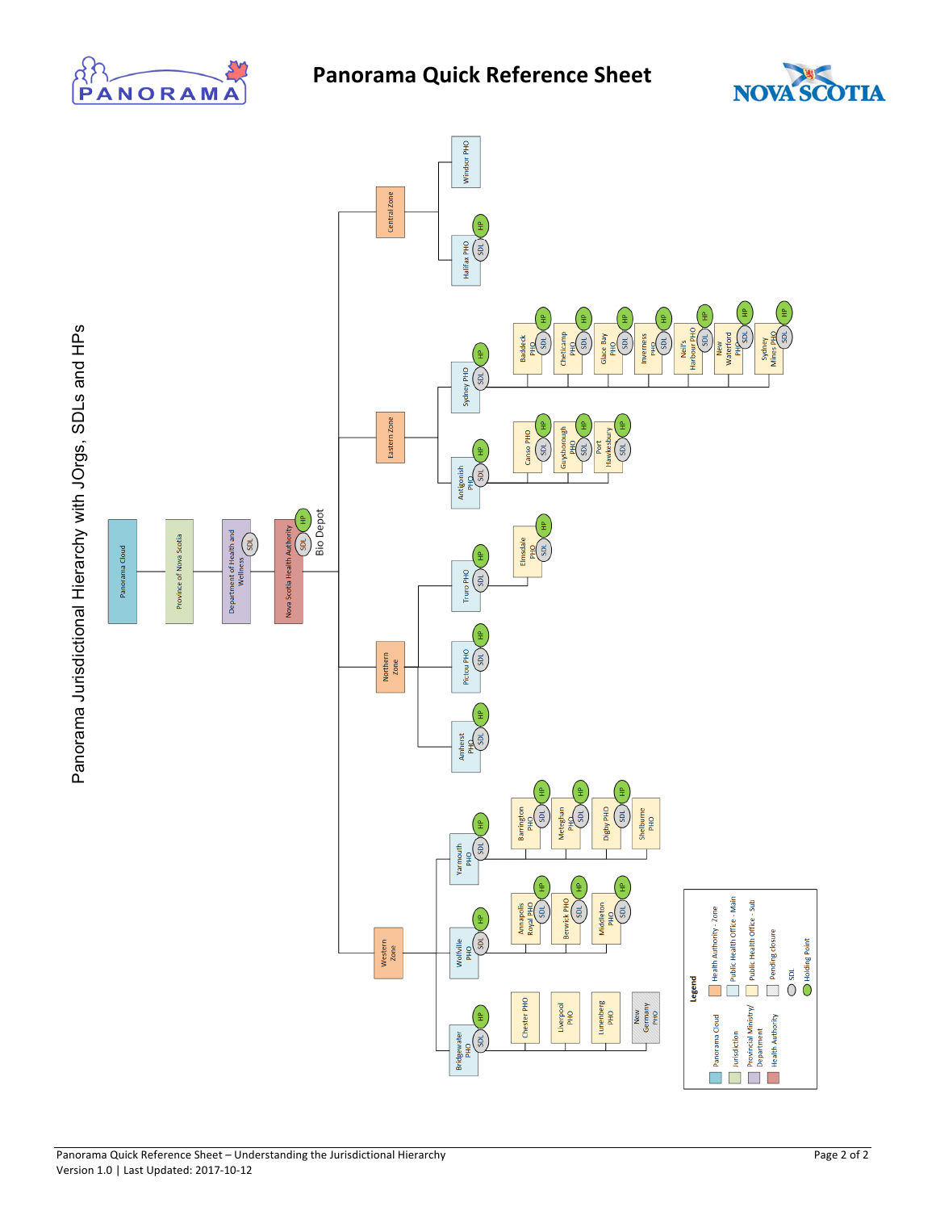# Panorama Quick Reference Sheet

## Panorama Jurisdictional Hierarchy with JOrgs, SDLs and HPs

Panorama Cloud

Province of Nova Scotia

Department of Health and Wellness — SDL

Nova Scotia Health Authority — SDL, HP — Bio Depot

Central Zone
- Windsor PHO
- Halifax PHO — SDL, HP

Eastern Zone
- Sydney PHO — SDL, HP
  - Baddeck PHO — SDL, HP
  - Cheticamp PHO — SDL, HP
  - Glace Bay PHO — SDL, HP
  - Inverness PHO — SDL, HP
  - Neil's Harbour PHO — SDL, HP
  - New Waterford PHO — SDL, HP
  - Sydney Mines PHO — SDL, HP
- Antigonish PHO — SDL, HP
  - Canso PHO — SDL, HP
  - Guysborough PHO — SDL, HP
  - Port Hawkesbury — SDL, HP

Northern Zone
- Truro PHO — SDL, HP
  - Elmsdale PHO — SDL, HP
- Pictou PHO — SDL, HP
- Amherst PHO — SDL, HP

Western Zone
- Yarmouth PHO — SDL, HP
  - Barrington PHO — SDL, HP
  - Meteghan PHO — SDL, HP
  - Digby PHO — SDL, HP
  - Shelburne PHO
- Wolfville PHO — SDL, HP
  - Annapolis Royal PHO — SDL, HP
  - Berwick PHO — SDL, HP
  - Middleton PHO — SDL, HP
- Bridgewater PHO — SDL, HP
  - Chester PHO
  - Liverpool PHO
  - Lunenberg PHO
  - New Germany PHO

**Legend**

- Panorama Cloud
- Jurisdiction
- Provincial Ministry/ Department
- Health Authority
- Health Authority - Zone
- Public Health Office - Main
- Public Health Office - Sub
- Pending closure
- SDL
- Holding Point

Panorama Quick Reference Sheet – Understanding the Jurisdictional Hierarchy
Version 1.0 | Last Updated: 2017-10-12